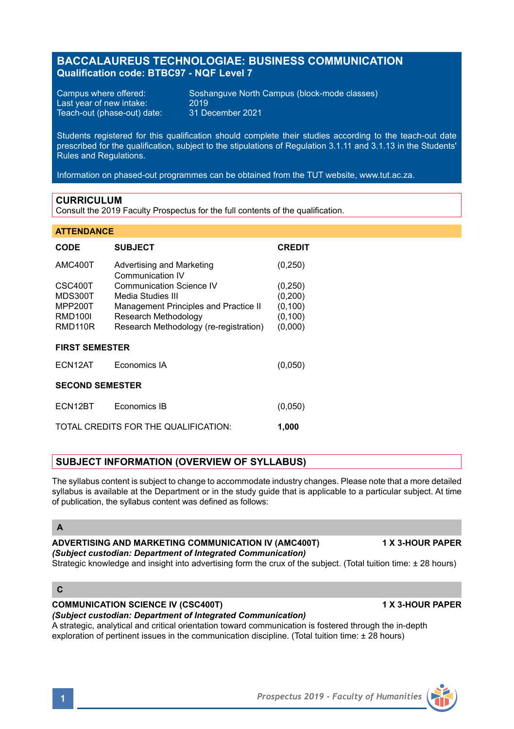# BACCALAUREUS TECHNOLOGIAE: BUSINESS COMMUNICATION
**Qualification code: BTBC97 - NQF Level 7**

| | |
|---|---|
| Campus where offered: | Soshanguve North Campus (block-mode classes) |
| Last year of new intake: | 2019 |
| Teach-out (phase-out) date: | 31 December 2021 |

Students registered for this qualification should complete their studies according to the teach-out date prescribed for the qualification, subject to the stipulations of Regulation 3.1.11 and 3.1.13 in the Students' Rules and Regulations.

Information on phased-out programmes can be obtained from the TUT website, www.tut.ac.za.

## CURRICULUM

Consult the 2019 Faculty Prospectus for the full contents of the qualification.

### ATTENDANCE

| CODE | SUBJECT | CREDIT |
|---|---|---|
| AMC400T | Advertising and Marketing Communication IV | (0,250) |
| CSC400T | Communication Science IV | (0,250) |
| MDS300T | Media Studies III | (0,200) |
| MPP200T | Management Principles and Practice II | (0,100) |
| RMD100I | Research Methodology | (0,100) |
| RMD110R | Research Methodology (re-registration) | (0,000) |
| **FIRST SEMESTER** | | |
| ECN12AT | Economics IA | (0,050) |
| **SECOND SEMESTER** | | |
| ECN12BT | Economics IB | (0,050) |
| TOTAL CREDITS FOR THE QUALIFICATION: | | **1,000** |

## SUBJECT INFORMATION (OVERVIEW OF SYLLABUS)

The syllabus content is subject to change to accommodate industry changes. Please note that a more detailed syllabus is available at the Department or in the study guide that is applicable to a particular subject. At time of publication, the syllabus content was defined as follows:

### A

**ADVERTISING AND MARKETING COMMUNICATION IV (AMC400T)** **1 X 3-HOUR PAPER**
***(Subject custodian: Department of Integrated Communication)***
Strategic knowledge and insight into advertising form the crux of the subject. (Total tuition time: ± 28 hours)

### C

**COMMUNICATION SCIENCE IV (CSC400T)** **1 X 3-HOUR PAPER**
***(Subject custodian: Department of Integrated Communication)***
A strategic, analytical and critical orientation toward communication is fostered through the in-depth exploration of pertinent issues in the communication discipline. (Total tuition time: ± 28 hours)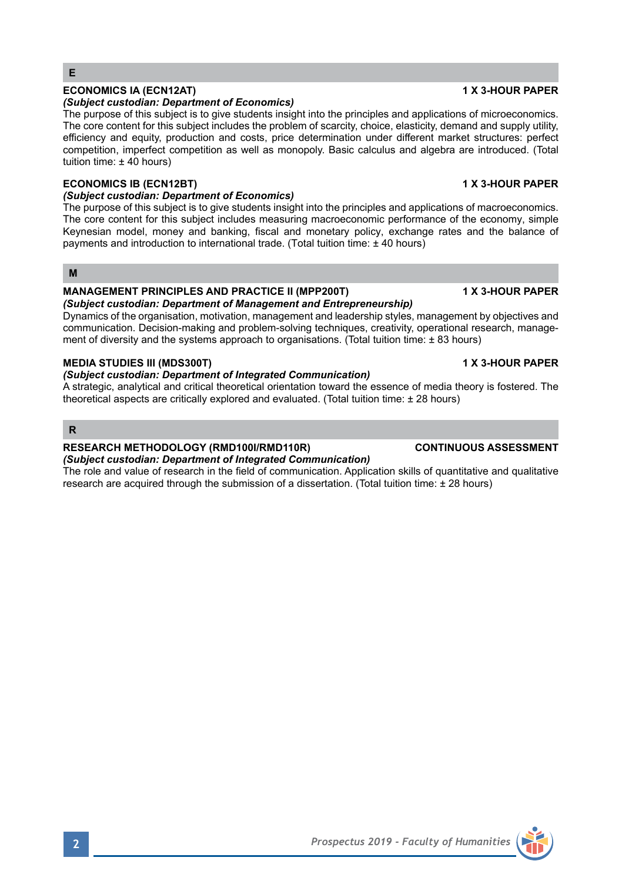## E

### ECONOMICS IA (ECN12AT) — 1 X 3-HOUR PAPER

***(Subject custodian: Department of Economics)***

The purpose of this subject is to give students insight into the principles and applications of microeconomics. The core content for this subject includes the problem of scarcity, choice, elasticity, demand and supply utility, efficiency and equity, production and costs, price determination under different market structures: perfect competition, imperfect competition as well as monopoly. Basic calculus and algebra are introduced. (Total tuition time: ± 40 hours)

### ECONOMICS IB (ECN12BT) — 1 X 3-HOUR PAPER

***(Subject custodian: Department of Economics)***

The purpose of this subject is to give students insight into the principles and applications of macroeconomics. The core content for this subject includes measuring macroeconomic performance of the economy, simple Keynesian model, money and banking, fiscal and monetary policy, exchange rates and the balance of payments and introduction to international trade. (Total tuition time: ± 40 hours)

## M

### MANAGEMENT PRINCIPLES AND PRACTICE II (MPP200T) — 1 X 3-HOUR PAPER

***(Subject custodian: Department of Management and Entrepreneurship)***

Dynamics of the organisation, motivation, management and leadership styles, management by objectives and communication. Decision-making and problem-solving techniques, creativity, operational research, management of diversity and the systems approach to organisations. (Total tuition time: ± 83 hours)

### MEDIA STUDIES III (MDS300T) — 1 X 3-HOUR PAPER

***(Subject custodian: Department of Integrated Communication)***

A strategic, analytical and critical theoretical orientation toward the essence of media theory is fostered. The theoretical aspects are critically explored and evaluated. (Total tuition time: ± 28 hours)

## R

### RESEARCH METHODOLOGY (RMD100I/RMD110R) — CONTINUOUS ASSESSMENT

***(Subject custodian: Department of Integrated Communication)***

The role and value of research in the field of communication. Application skills of quantitative and qualitative research are acquired through the submission of a dissertation. (Total tuition time: ± 28 hours)